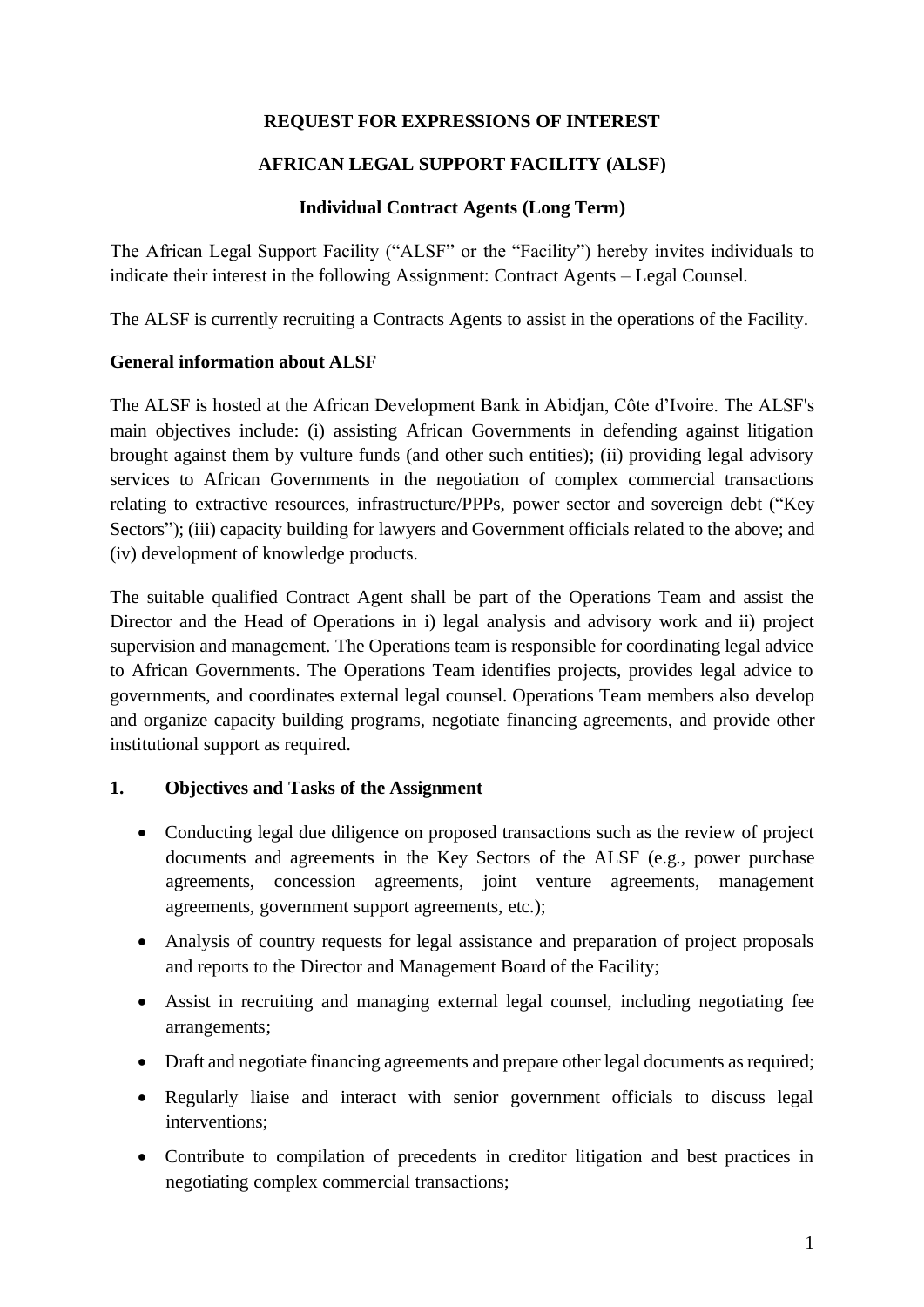**REQUEST FOR EXPRESSIONS OF INTEREST**

**AFRICAN LEGAL SUPPORT FACILITY (ALSF)**

**Individual Contract Agents (Long Term)**

The African Legal Support Facility ("ALSF" or the "Facility") hereby invites individuals to indicate their interest in the following Assignment: Contract Agents – Legal Counsel.

The ALSF is currently recruiting a Contracts Agents to assist in the operations of the Facility.

**General information about ALSF**

The ALSF is hosted at the African Development Bank in Abidjan, Côte d'Ivoire. The ALSF's main objectives include: (i) assisting African Governments in defending against litigation brought against them by vulture funds (and other such entities); (ii) providing legal advisory services to African Governments in the negotiation of complex commercial transactions relating to extractive resources, infrastructure/PPPs, power sector and sovereign debt ("Key Sectors"); (iii) capacity building for lawyers and Government officials related to the above; and (iv) development of knowledge products.

The suitable qualified Contract Agent shall be part of the Operations Team and assist the Director and the Head of Operations in i) legal analysis and advisory work and ii) project supervision and management. The Operations team is responsible for coordinating legal advice to African Governments. The Operations Team identifies projects, provides legal advice to governments, and coordinates external legal counsel. Operations Team members also develop and organize capacity building programs, negotiate financing agreements, and provide other institutional support as required.

**1. Objectives and Tasks of the Assignment**

- Conducting legal due diligence on proposed transactions such as the review of project documents and agreements in the Key Sectors of the ALSF (e.g., power purchase agreements, concession agreements, joint venture agreements, management agreements, government support agreements, etc.);
- Analysis of country requests for legal assistance and preparation of project proposals and reports to the Director and Management Board of the Facility;
- Assist in recruiting and managing external legal counsel, including negotiating fee arrangements;
- Draft and negotiate financing agreements and prepare other legal documents as required;
- Regularly liaise and interact with senior government officials to discuss legal interventions;
- Contribute to compilation of precedents in creditor litigation and best practices in negotiating complex commercial transactions;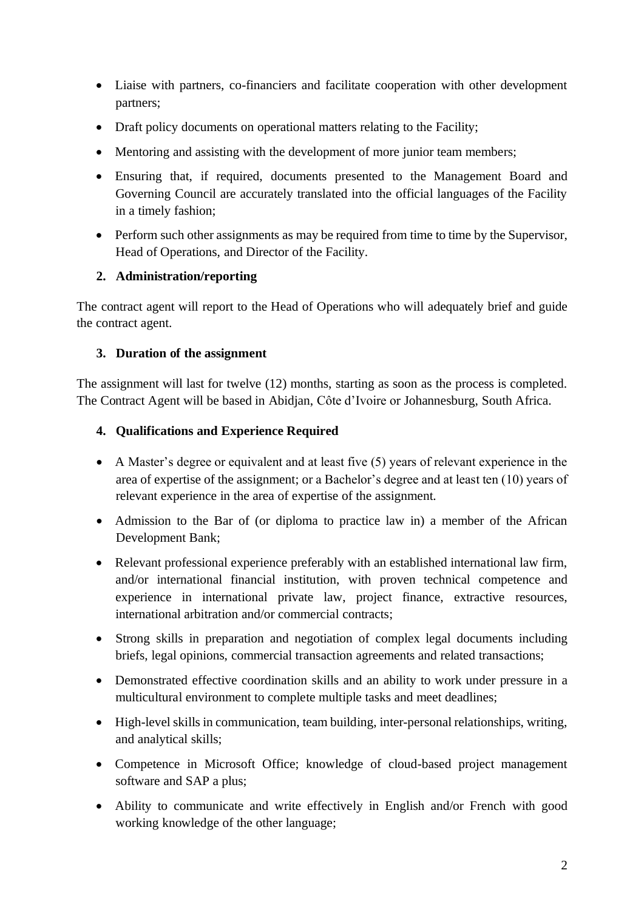- Liaise with partners, co-financiers and facilitate cooperation with other development partners;
- Draft policy documents on operational matters relating to the Facility;
- Mentoring and assisting with the development of more junior team members;
- Ensuring that, if required, documents presented to the Management Board and Governing Council are accurately translated into the official languages of the Facility in a timely fashion;
- Perform such other assignments as may be required from time to time by the Supervisor, Head of Operations, and Director of the Facility.

**2. Administration/reporting**

The contract agent will report to the Head of Operations who will adequately brief and guide the contract agent.

**3. Duration of the assignment**

The assignment will last for twelve (12) months, starting as soon as the process is completed. The Contract Agent will be based in Abidjan, Côte d'Ivoire or Johannesburg, South Africa.

**4. Qualifications and Experience Required**

- A Master's degree or equivalent and at least five (5) years of relevant experience in the area of expertise of the assignment; or a Bachelor's degree and at least ten (10) years of relevant experience in the area of expertise of the assignment.
- Admission to the Bar of (or diploma to practice law in) a member of the African Development Bank;
- Relevant professional experience preferably with an established international law firm, and/or international financial institution, with proven technical competence and experience in international private law, project finance, extractive resources, international arbitration and/or commercial contracts;
- Strong skills in preparation and negotiation of complex legal documents including briefs, legal opinions, commercial transaction agreements and related transactions;
- Demonstrated effective coordination skills and an ability to work under pressure in a multicultural environment to complete multiple tasks and meet deadlines;
- High-level skills in communication, team building, inter-personal relationships, writing, and analytical skills;
- Competence in Microsoft Office; knowledge of cloud-based project management software and SAP a plus;
- Ability to communicate and write effectively in English and/or French with good working knowledge of the other language;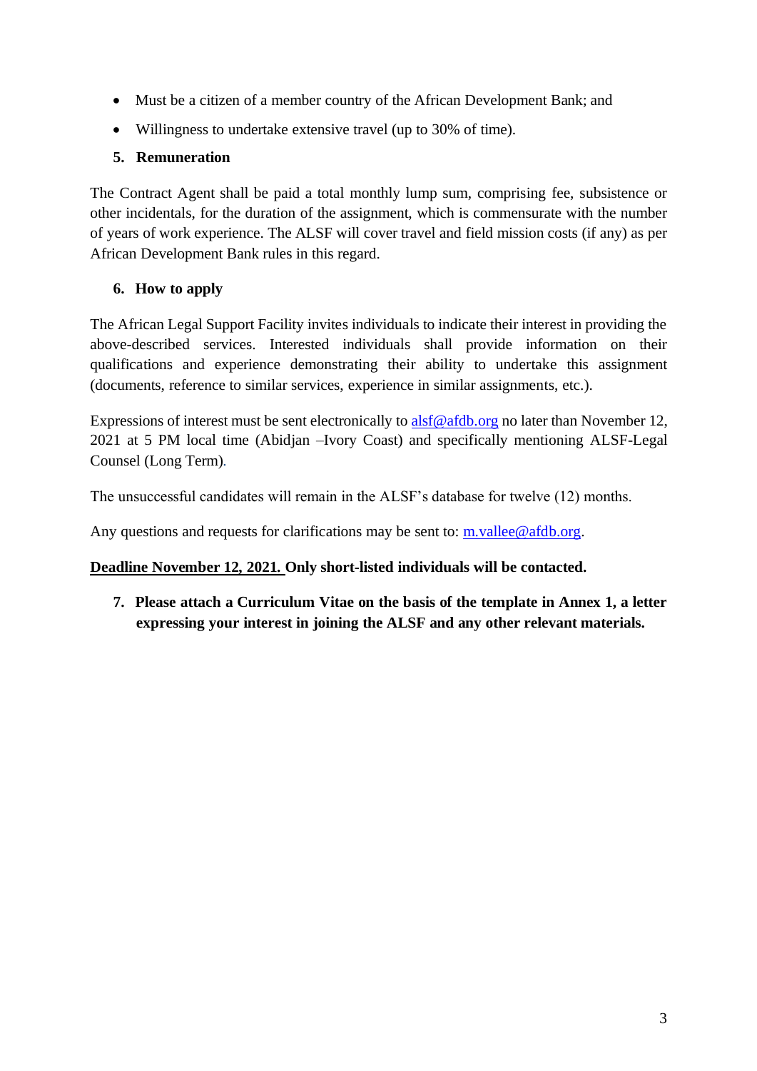- Must be a citizen of a member country of the African Development Bank; and
- Willingness to undertake extensive travel (up to 30% of time).

## 5. Remuneration

The Contract Agent shall be paid a total monthly lump sum, comprising fee, subsistence or other incidentals, for the duration of the assignment, which is commensurate with the number of years of work experience. The ALSF will cover travel and field mission costs (if any) as per African Development Bank rules in this regard.

## 6. How to apply

The African Legal Support Facility invites individuals to indicate their interest in providing the above-described services. Interested individuals shall provide information on their qualifications and experience demonstrating their ability to undertake this assignment (documents, reference to similar services, experience in similar assignments, etc.).

Expressions of interest must be sent electronically to alsf@afdb.org no later than November 12, 2021 at 5 PM local time (Abidjan –Ivory Coast) and specifically mentioning ALSF-Legal Counsel (Long Term).

The unsuccessful candidates will remain in the ALSF's database for twelve (12) months.

Any questions and requests for clarifications may be sent to: m.vallee@afdb.org.

**Deadline November 12, 2021. Only short-listed individuals will be contacted.**

## 7. Please attach a Curriculum Vitae on the basis of the template in Annex 1, a letter expressing your interest in joining the ALSF and any other relevant materials.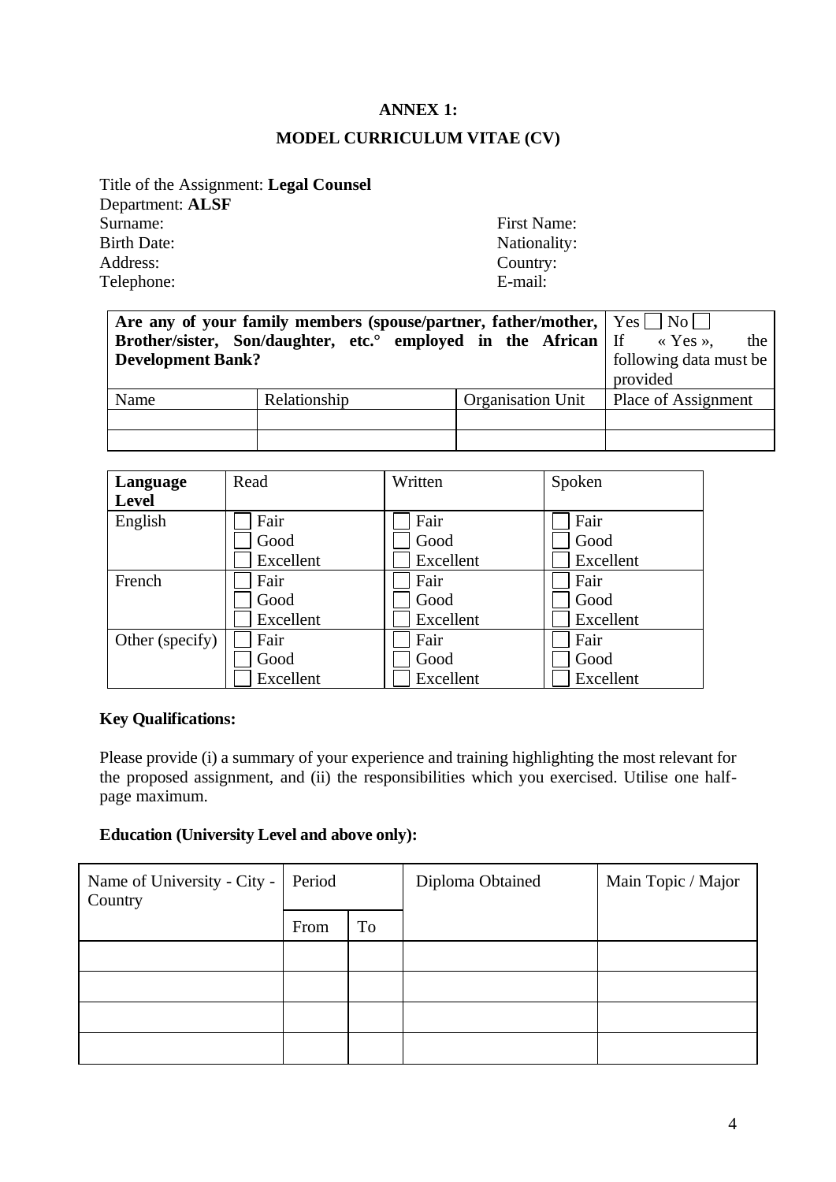**ANNEX 1:**

**MODEL CURRICULUM VITAE (CV)**

Title of the Assignment: **Legal Counsel**
Department: **ALSF**

Surname: | First Name:
Birth Date: | Nationality:
Address: | Country:
Telephone: | E-mail:

| **Are any of your family members (spouse/partner, father/mother, Brother/sister, Son/daughter, etc.° employed in the African Development Bank?** | | | Yes ☐ No ☐ If « Yes », the following data must be provided |
|---|---|---|---|
| Name | Relationship | Organisation Unit | Place of Assignment |
| | | | |
| | | | |

| **Language Level** | Read | Written | Spoken |
|---|---|---|---|
| English | ☐ Fair<br>☐ Good<br>☐ Excellent | ☐ Fair<br>☐ Good<br>☐ Excellent | ☐ Fair<br>☐ Good<br>☐ Excellent |
| French | ☐ Fair<br>☐ Good<br>☐ Excellent | ☐ Fair<br>☐ Good<br>☐ Excellent | ☐ Fair<br>☐ Good<br>☐ Excellent |
| Other (specify) | ☐ Fair<br>☐ Good<br>☐ Excellent | ☐ Fair<br>☐ Good<br>☐ Excellent | ☐ Fair<br>☐ Good<br>☐ Excellent |

**Key Qualifications:**

Please provide (i) a summary of your experience and training highlighting the most relevant for the proposed assignment, and (ii) the responsibilities which you exercised. Utilise one half-page maximum.

**Education (University Level and above only):**

| Name of University - City - Country | Period | | Diploma Obtained | Main Topic / Major |
|---|---|---|---|---|
| | From | To | | |
| | | | | |
| | | | | |
| | | | | |
| | | | | |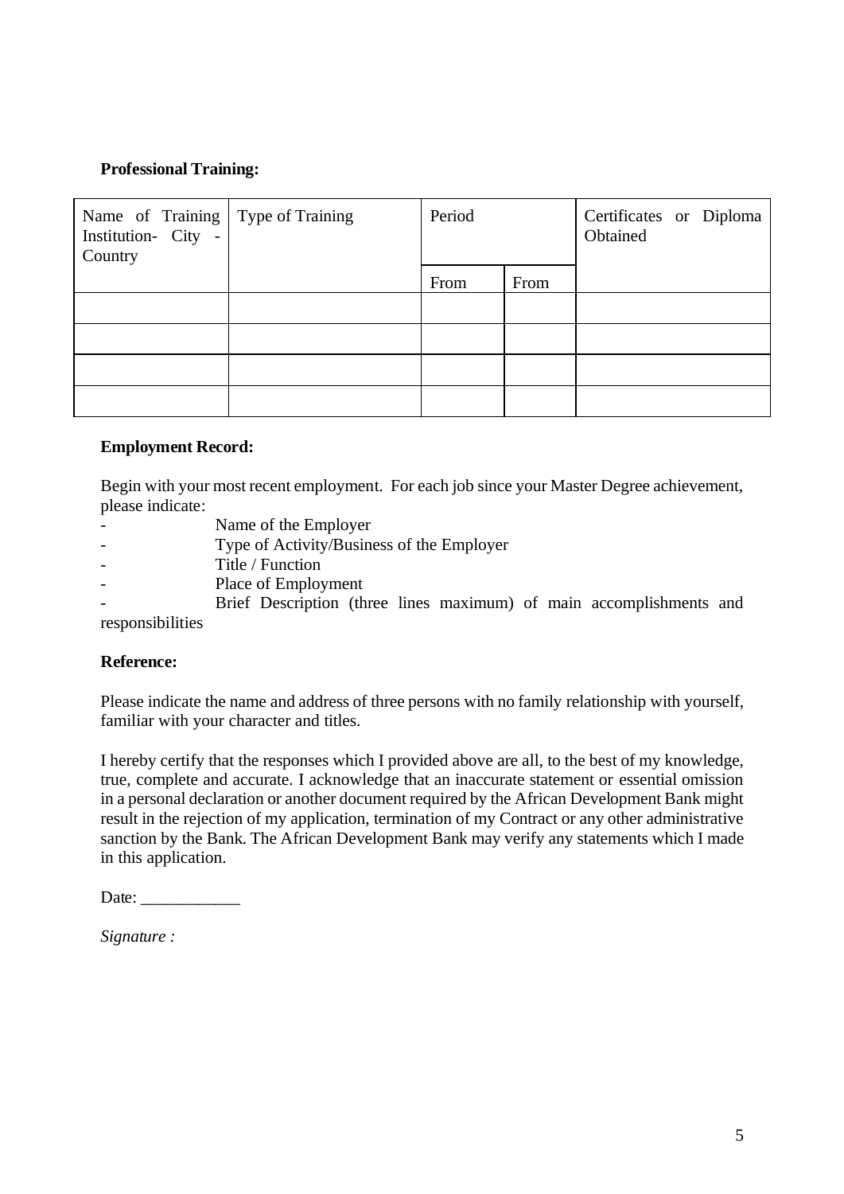**Professional Training:**

| Name of Training Institution- City - Country | Type of Training | Period | | Certificates or Diploma Obtained |
|---|---|---|---|---|
| | | From | From | |
| | | | | |
| | | | | |
| | | | | |
| | | | | |

**Employment Record:**

Begin with your most recent employment. For each job since your Master Degree achievement, please indicate:

- Name of the Employer
- Type of Activity/Business of the Employer
- Title / Function
- Place of Employment
- Brief Description (three lines maximum) of main accomplishments and responsibilities

**Reference:**

Please indicate the name and address of three persons with no family relationship with yourself, familiar with your character and titles.

I hereby certify that the responses which I provided above are all, to the best of my knowledge, true, complete and accurate. I acknowledge that an inaccurate statement or essential omission in a personal declaration or another document required by the African Development Bank might result in the rejection of my application, termination of my Contract or any other administrative sanction by the Bank. The African Development Bank may verify any statements which I made in this application.

Date: ___________

*Signature :*